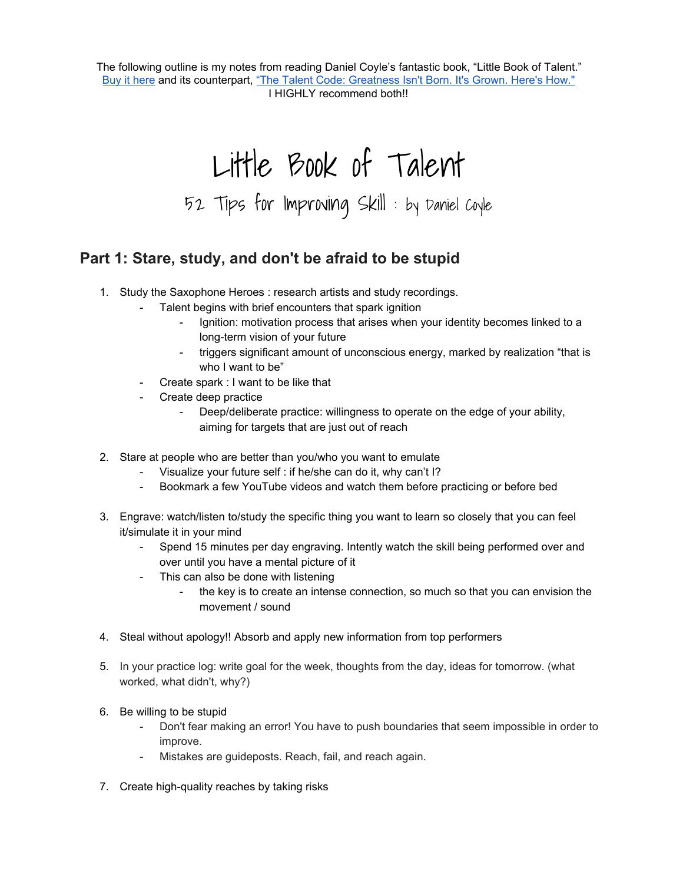The following outline is my notes from reading Daniel Coyle's fantastic book, "Little Book of Talent." [Buy it here] and its counterpart, ["The Talent Code: Greatness Isn't Born. It's Grown. Here's How."]
I HIGHLY recommend both!!

# Little Book of Talent

## 52 Tips for Improving Skill : by Daniel Coyle

## Part 1: Stare, study, and don't be afraid to be stupid

1. Study the Saxophone Heroes : research artists and study recordings.
    - Talent begins with brief encounters that spark ignition
        - Ignition: motivation process that arises when your identity becomes linked to a long-term vision of your future
        - triggers significant amount of unconscious energy, marked by realization "that is who I want to be"
    - Create spark : I want to be like that
    - Create deep practice
        - Deep/deliberate practice: willingness to operate on the edge of your ability, aiming for targets that are just out of reach

2. Stare at people who are better than you/who you want to emulate
    - Visualize your future self : if he/she can do it, why can't I?
    - Bookmark a few YouTube videos and watch them before practicing or before bed

3. Engrave: watch/listen to/study the specific thing you want to learn so closely that you can feel it/simulate it in your mind
    - Spend 15 minutes per day engraving. Intently watch the skill being performed over and over until you have a mental picture of it
    - This can also be done with listening
        - the key is to create an intense connection, so much so that you can envision the movement / sound

4. Steal without apology!! Absorb and apply new information from top performers

5. In your practice log: write goal for the week, thoughts from the day, ideas for tomorrow. (what worked, what didn't, why?)

6. Be willing to be stupid
    - Don't fear making an error! You have to push boundaries that seem impossible in order to improve.
    - Mistakes are guideposts. Reach, fail, and reach again.

7. Create high-quality reaches by taking risks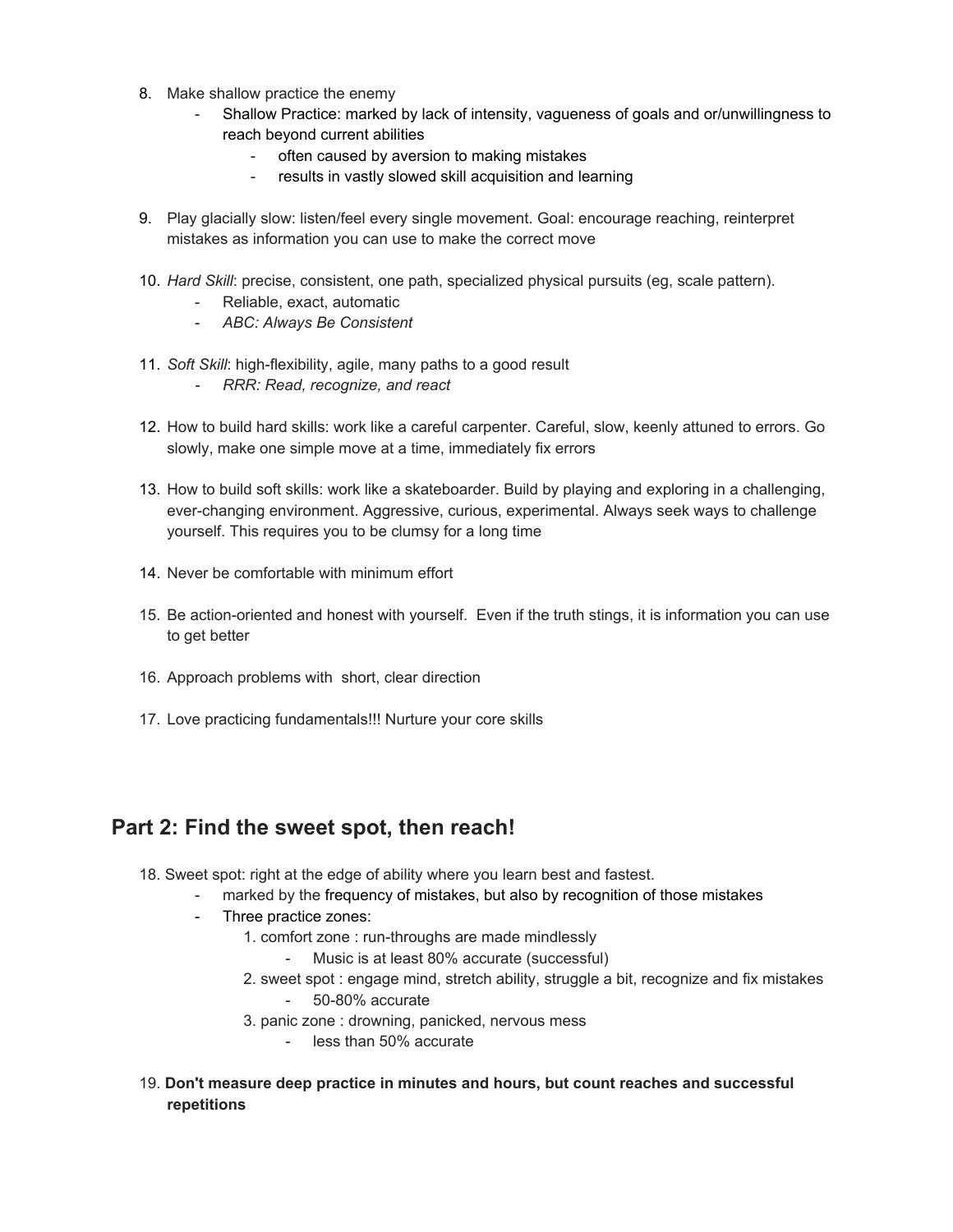8. Make shallow practice the enemy
    - Shallow Practice: marked by lack of intensity, vagueness of goals and or/unwillingness to reach beyond current abilities
        - often caused by aversion to making mistakes
        - results in vastly slowed skill acquisition and learning

9. Play glacially slow: listen/feel every single movement. Goal: encourage reaching, reinterpret mistakes as information you can use to make the correct move

10. *Hard Skill*: precise, consistent, one path, specialized physical pursuits (eg, scale pattern).
    - Reliable, exact, automatic
    - *ABC: Always Be Consistent*

11. *Soft Skill*: high-flexibility, agile, many paths to a good result
    - *RRR: Read, recognize, and react*

12. How to build hard skills: work like a careful carpenter. Careful, slow, keenly attuned to errors. Go slowly, make one simple move at a time, immediately fix errors

13. How to build soft skills: work like a skateboarder. Build by playing and exploring in a challenging, ever-changing environment. Aggressive, curious, experimental. Always seek ways to challenge yourself. This requires you to be clumsy for a long time

14. Never be comfortable with minimum effort

15. Be action-oriented and honest with yourself. Even if the truth stings, it is information you can use to get better

16. Approach problems with short, clear direction

17. Love practicing fundamentals!!! Nurture your core skills

## Part 2: Find the sweet spot, then reach!

18. Sweet spot: right at the edge of ability where you learn best and fastest.
    - marked by the frequency of mistakes, but also by recognition of those mistakes
    - Three practice zones:
        1. comfort zone : run-throughs are made mindlessly
            - Music is at least 80% accurate (successful)
        2. sweet spot : engage mind, stretch ability, struggle a bit, recognize and fix mistakes
            - 50-80% accurate
        3. panic zone : drowning, panicked, nervous mess
            - less than 50% accurate

19. **Don't measure deep practice in minutes and hours, but count reaches and successful repetitions**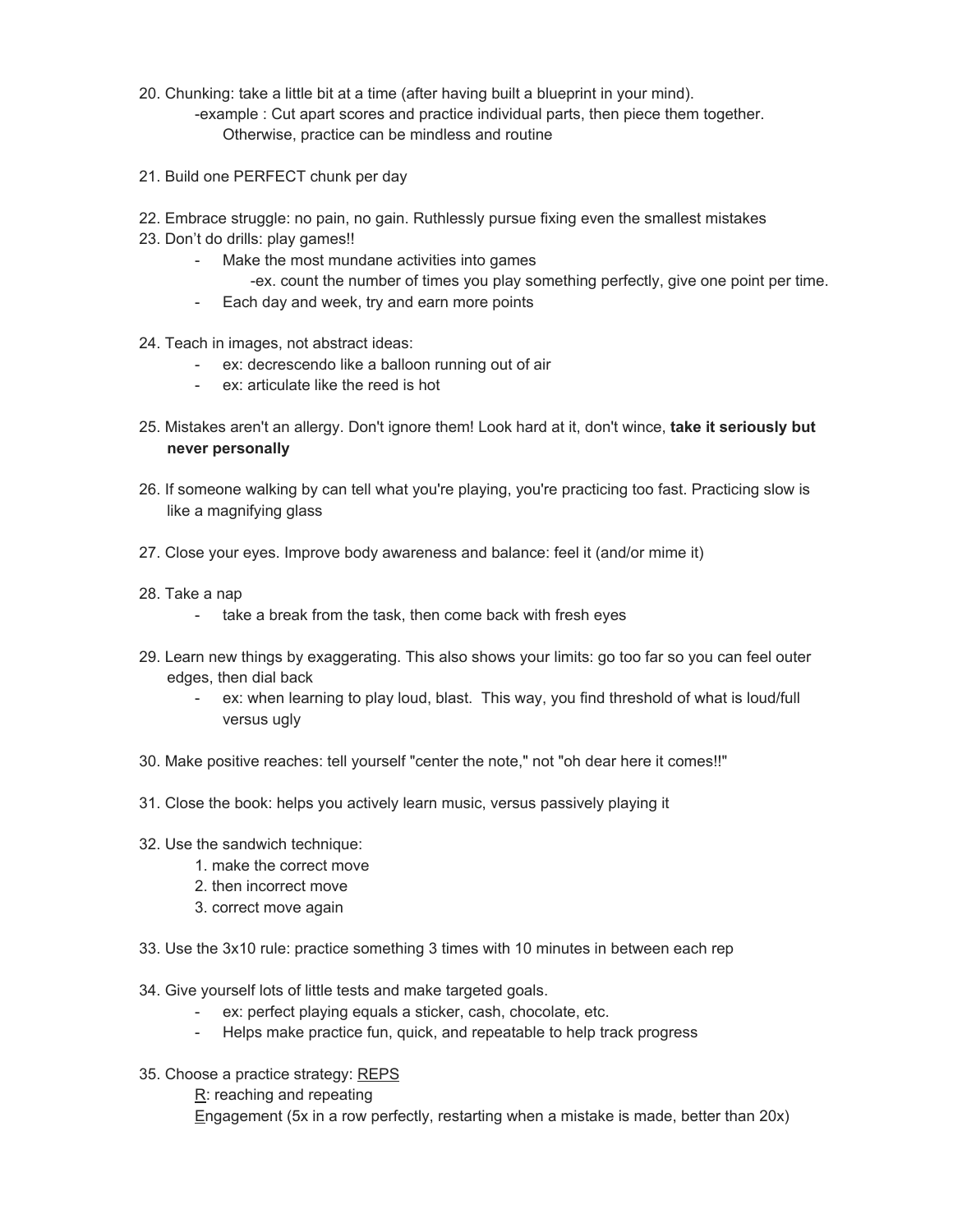20. Chunking: take a little bit at a time (after having built a blueprint in your mind).
    -example : Cut apart scores and practice individual parts, then piece them together. Otherwise, practice can be mindless and routine

21. Build one PERFECT chunk per day

22. Embrace struggle: no pain, no gain. Ruthlessly pursue fixing even the smallest mistakes
23. Don't do drills: play games!!
    - Make the most mundane activities into games
        -ex. count the number of times you play something perfectly, give one point per time.
    - Each day and week, try and earn more points

24. Teach in images, not abstract ideas:
    - ex: decrescendo like a balloon running out of air
    - ex: articulate like the reed is hot

25. Mistakes aren't an allergy. Don't ignore them! Look hard at it, don't wince, **take it seriously but never personally**

26. If someone walking by can tell what you're playing, you're practicing too fast. Practicing slow is like a magnifying glass

27. Close your eyes. Improve body awareness and balance: feel it (and/or mime it)

28. Take a nap
    - take a break from the task, then come back with fresh eyes

29. Learn new things by exaggerating. This also shows your limits: go too far so you can feel outer edges, then dial back
    - ex: when learning to play loud, blast. This way, you find threshold of what is loud/full versus ugly

30. Make positive reaches: tell yourself "center the note," not "oh dear here it comes!!"

31. Close the book: helps you actively learn music, versus passively playing it

32. Use the sandwich technique:
    1. make the correct move
    2. then incorrect move
    3. correct move again

33. Use the 3x10 rule: practice something 3 times with 10 minutes in between each rep

34. Give yourself lots of little tests and make targeted goals.
    - ex: perfect playing equals a sticker, cash, chocolate, etc.
    - Helps make practice fun, quick, and repeatable to help track progress

35. Choose a practice strategy: <u>REPS</u>
    <u>R</u>: reaching and repeating
    <u>E</u>ngagement (5x in a row perfectly, restarting when a mistake is made, better than 20x)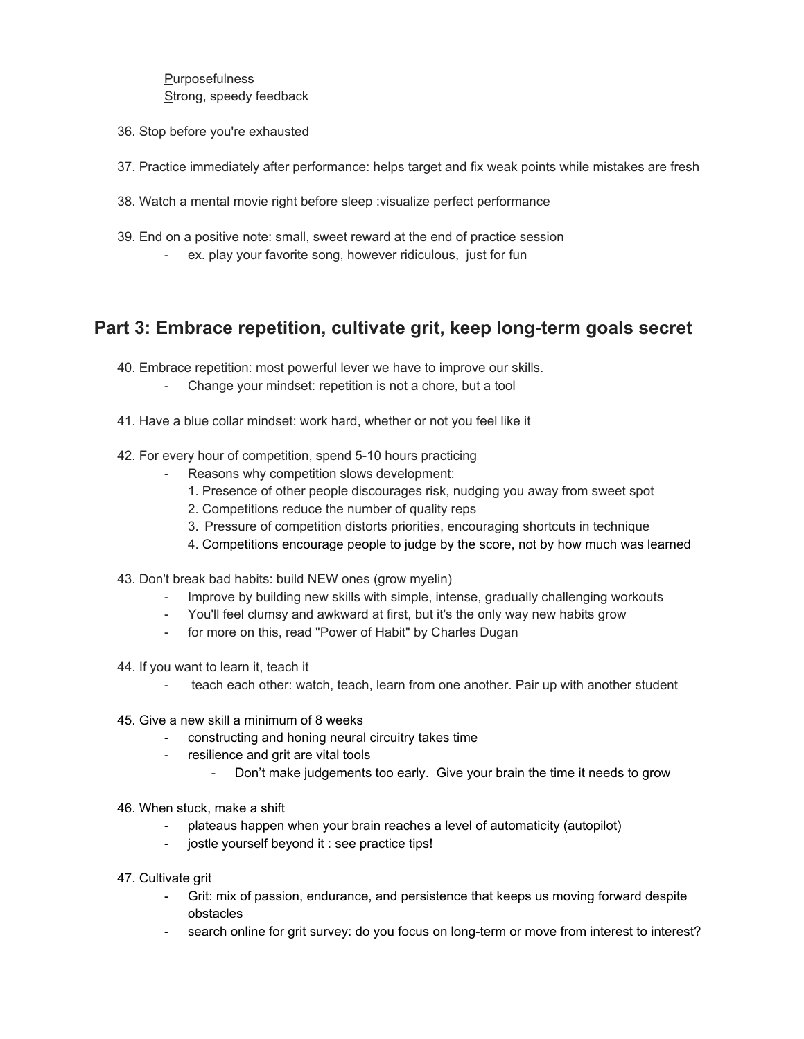Purposefulness
Strong, speedy feedback

36. Stop before you're exhausted

37. Practice immediately after performance: helps target and fix weak points while mistakes are fresh

38. Watch a mental movie right before sleep :visualize perfect performance

39. End on a positive note: small, sweet reward at the end of practice session
    - ex. play your favorite song, however ridiculous, just for fun

## Part 3: Embrace repetition, cultivate grit, keep long-term goals secret

40. Embrace repetition: most powerful lever we have to improve our skills.
    - Change your mindset: repetition is not a chore, but a tool

41. Have a blue collar mindset: work hard, whether or not you feel like it

42. For every hour of competition, spend 5-10 hours practicing
    - Reasons why competition slows development:
      1. Presence of other people discourages risk, nudging you away from sweet spot
      2. Competitions reduce the number of quality reps
      3. Pressure of competition distorts priorities, encouraging shortcuts in technique
      4. Competitions encourage people to judge by the score, not by how much was learned

43. Don't break bad habits: build NEW ones (grow myelin)
    - Improve by building new skills with simple, intense, gradually challenging workouts
    - You'll feel clumsy and awkward at first, but it's the only way new habits grow
    - for more on this, read "Power of Habit" by Charles Dugan

44. If you want to learn it, teach it
    - teach each other: watch, teach, learn from one another. Pair up with another student

45. Give a new skill a minimum of 8 weeks
    - constructing and honing neural circuitry takes time
    - resilience and grit are vital tools
      - Don't make judgements too early. Give your brain the time it needs to grow

46. When stuck, make a shift
    - plateaus happen when your brain reaches a level of automaticity (autopilot)
    - jostle yourself beyond it : see practice tips!

47. Cultivate grit
    - Grit: mix of passion, endurance, and persistence that keeps us moving forward despite obstacles
    - search online for grit survey: do you focus on long-term or move from interest to interest?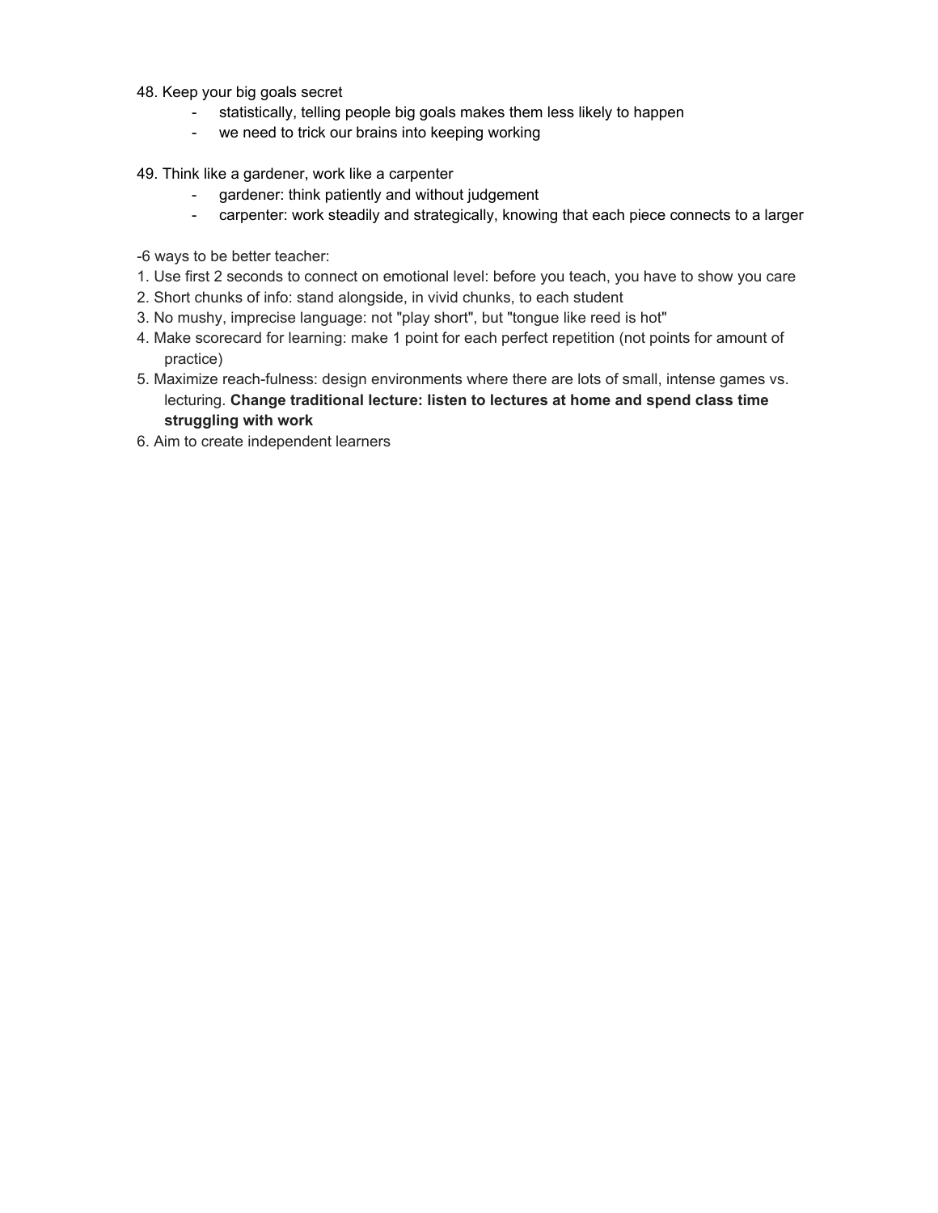48. Keep your big goals secret
    - statistically, telling people big goals makes them less likely to happen
    - we need to trick our brains into keeping working

49. Think like a gardener, work like a carpenter
    - gardener: think patiently and without judgement
    - carpenter: work steadily and strategically, knowing that each piece connects to a larger

-6 ways to be better teacher:

1. Use first 2 seconds to connect on emotional level: before you teach, you have to show you care
2. Short chunks of info: stand alongside, in vivid chunks, to each student
3. No mushy, imprecise language: not "play short", but "tongue like reed is hot"
4. Make scorecard for learning: make 1 point for each perfect repetition (not points for amount of practice)
5. Maximize reach-fulness: design environments where there are lots of small, intense games vs. lecturing. **Change traditional lecture: listen to lectures at home and spend class time struggling with work**
6. Aim to create independent learners